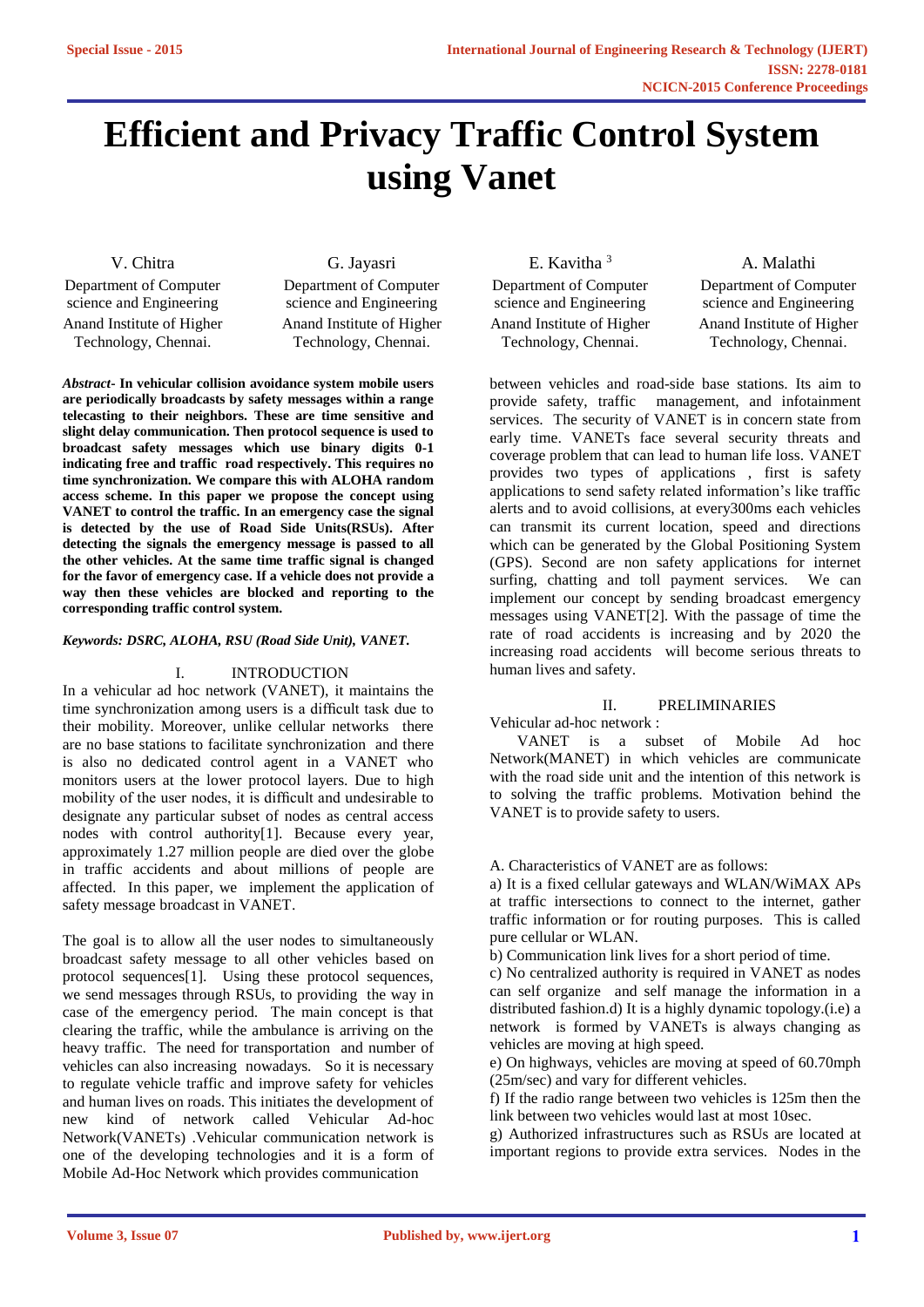# Efficient and Privacy Traffic Control System using Vanet

V. Chitra
Department of Computer science and Engineering
Anand Institute of Higher Technology, Chennai.

G. Jayasri
Department of Computer science and Engineering
Anand Institute of Higher Technology, Chennai.

E. Kavitha [3]
Department of Computer science and Engineering
Anand Institute of Higher Technology, Chennai.

A. Malathi
Department of Computer science and Engineering
Anand Institute of Higher Technology, Chennai.

***Abstract-*** **In vehicular collision avoidance system mobile users are periodically broadcasts by safety messages within a range telecasting to their neighbors. These are time sensitive and slight delay communication. Then protocol sequence is used to broadcast safety messages which use binary digits 0-1 indicating free and traffic road respectively. This requires no time synchronization. We compare this with ALOHA random access scheme. In this paper we propose the concept using VANET to control the traffic. In an emergency case the signal is detected by the use of Road Side Units(RSUs). After detecting the signals the emergency message is passed to all the other vehicles. At the same time traffic signal is changed for the favor of emergency case. If a vehicle does not provide a way then these vehicles are blocked and reporting to the corresponding traffic control system.**

***Keywords: DSRC, ALOHA, RSU (Road Side Unit), VANET.***

## I. INTRODUCTION

In a vehicular ad hoc network (VANET), it maintains the time synchronization among users is a difficult task due to their mobility. Moreover, unlike cellular networks there are no base stations to facilitate synchronization and there is also no dedicated control agent in a VANET who monitors users at the lower protocol layers. Due to high mobility of the user nodes, it is difficult and undesirable to designate any particular subset of nodes as central access nodes with control authority[1]. Because every year, approximately 1.27 million people are died over the globe in traffic accidents and about millions of people are affected. In this paper, we implement the application of safety message broadcast in VANET.

The goal is to allow all the user nodes to simultaneously broadcast safety message to all other vehicles based on protocol sequences[1]. Using these protocol sequences, we send messages through RSUs, to providing the way in case of the emergency period. The main concept is that clearing the traffic, while the ambulance is arriving on the heavy traffic. The need for transportation and number of vehicles can also increasing nowadays. So it is necessary to regulate vehicle traffic and improve safety for vehicles and human lives on roads. This initiates the development of new kind of network called Vehicular Ad-hoc Network(VANETs) .Vehicular communication network is one of the developing technologies and it is a form of Mobile Ad-Hoc Network which provides communication between vehicles and road-side base stations. Its aim to provide safety, traffic management, and infotainment services. The security of VANET is in concern state from early time. VANETs face several security threats and coverage problem that can lead to human life loss. VANET provides two types of applications , first is safety applications to send safety related information's like traffic alerts and to avoid collisions, at every300ms each vehicles can transmit its current location, speed and directions which can be generated by the Global Positioning System (GPS). Second are non safety applications for internet surfing, chatting and toll payment services. We can implement our concept by sending broadcast emergency messages using VANET[2]. With the passage of time the rate of road accidents is increasing and by 2020 the increasing road accidents will become serious threats to human lives and safety.

## II. PRELIMINARIES

Vehicular ad-hoc network :

VANET is a subset of Mobile Ad hoc Network(MANET) in which vehicles are communicate with the road side unit and the intention of this network is to solving the traffic problems. Motivation behind the VANET is to provide safety to users.

A. Characteristics of VANET are as follows:

a) It is a fixed cellular gateways and WLAN/WiMAX APs at traffic intersections to connect to the internet, gather traffic information or for routing purposes. This is called pure cellular or WLAN.

b) Communication link lives for a short period of time.

c) No centralized authority is required in VANET as nodes can self organize and self manage the information in a distributed fashion.d) It is a highly dynamic topology.(i.e) a network is formed by VANETs is always changing as vehicles are moving at high speed.

e) On highways, vehicles are moving at speed of 60.70mph (25m/sec) and vary for different vehicles.

f) If the radio range between two vehicles is 125m then the link between two vehicles would last at most 10sec.

g) Authorized infrastructures such as RSUs are located at important regions to provide extra services. Nodes in the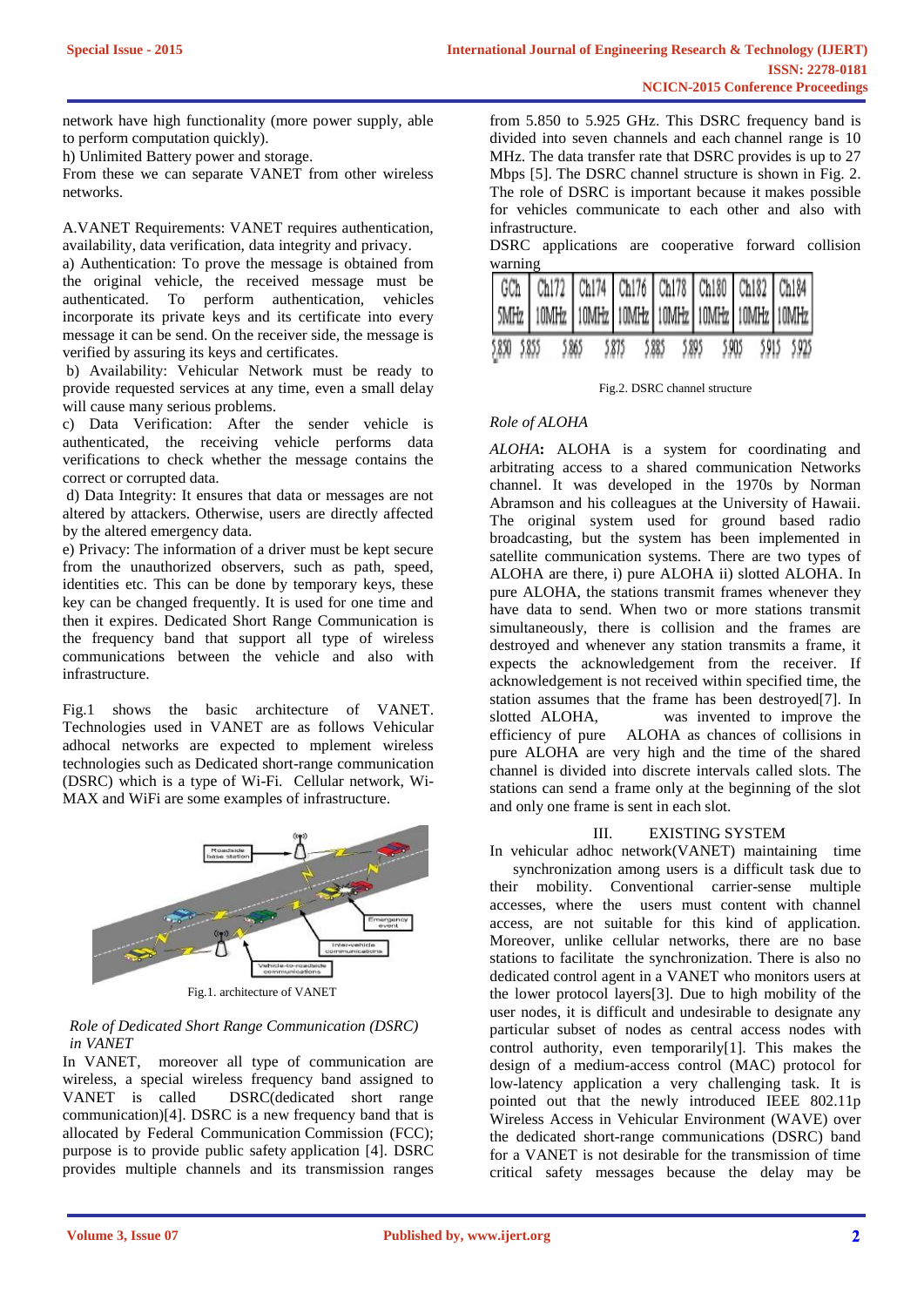network have high functionality (more power supply, able to perform computation quickly).

h) Unlimited Battery power and storage.

From these we can separate VANET from other wireless networks.

A.VANET Requirements: VANET requires authentication, availability, data verification, data integrity and privacy.

a) Authentication: To prove the message is obtained from the original vehicle, the received message must be authenticated. To perform authentication, vehicles incorporate its private keys and its certificate into every message it can be send. On the receiver side, the message is verified by assuring its keys and certificates.

b) Availability: Vehicular Network must be ready to provide requested services at any time, even a small delay will cause many serious problems.

c) Data Verification: After the sender vehicle is authenticated, the receiving vehicle performs data verifications to check whether the message contains the correct or corrupted data.

d) Data Integrity: It ensures that data or messages are not altered by attackers. Otherwise, users are directly affected by the altered emergency data.

e) Privacy: The information of a driver must be kept secure from the unauthorized observers, such as path, speed, identities etc. This can be done by temporary keys, these key can be changed frequently. It is used for one time and then it expires. Dedicated Short Range Communication is the frequency band that support all type of wireless communications between the vehicle and also with infrastructure.

Fig.1 shows the basic architecture of VANET. Technologies used in VANET are as follows Vehicular adhocal networks are expected to mplement wireless technologies such as Dedicated short-range communication (DSRC) which is a type of Wi-Fi. Cellular network, Wi-MAX and WiFi are some examples of infrastructure.

Fig.1. architecture of VANET

*Role of Dedicated Short Range Communication (DSRC) in VANET*

In VANET, moreover all type of communication are wireless, a special wireless frequency band assigned to VANET is called DSRC(dedicated short range communication)[4]. DSRC is a new frequency band that is allocated by Federal Communication Commission (FCC); purpose is to provide public safety application [4]. DSRC provides multiple channels and its transmission ranges from 5.850 to 5.925 GHz. This DSRC frequency band is divided into seven channels and each channel range is 10 MHz. The data transfer rate that DSRC provides is up to 27 Mbps [5]. The DSRC channel structure is shown in Fig. 2. The role of DSRC is important because it makes possible for vehicles communicate to each other and also with infrastructure.

DSRC applications are cooperative forward collision warning

| GCh | Ch172 | Ch174 | Ch176 | Ch178 | Ch180 | Ch182 | Ch184 |
|---|---|---|---|---|---|---|---|
| 5MHz | 10MHz | 10MHz | 10MHz | 10MHz | 10MHz | 10MHz | 10MHz |

5.850 5.855 5.865 5.875 5.885 5.895 5.905 5.915 5.925

Fig.2. DSRC channel structure

*Role of ALOHA*

*ALOHA***:** ALOHA is a system for coordinating and arbitrating access to a shared communication Networks channel. It was developed in the 1970s by Norman Abramson and his colleagues at the University of Hawaii. The original system used for ground based radio broadcasting, but the system has been implemented in satellite communication systems. There are two types of ALOHA are there, i) pure ALOHA ii) slotted ALOHA. In pure ALOHA, the stations transmit frames whenever they have data to send. When two or more stations transmit simultaneously, there is collision and the frames are destroyed and whenever any station transmits a frame, it expects the acknowledgement from the receiver. If acknowledgement is not received within specified time, the station assumes that the frame has been destroyed[7]. In slotted ALOHA, was invented to improve the efficiency of pure ALOHA as chances of collisions in pure ALOHA are very high and the time of the shared channel is divided into discrete intervals called slots. The stations can send a frame only at the beginning of the slot and only one frame is sent in each slot.

## III. EXISTING SYSTEM

In vehicular adhoc network(VANET) maintaining time synchronization among users is a difficult task due to their mobility. Conventional carrier-sense multiple accesses, where the users must content with channel access, are not suitable for this kind of application. Moreover, unlike cellular networks, there are no base stations to facilitate the synchronization. There is also no dedicated control agent in a VANET who monitors users at the lower protocol layers[3]. Due to high mobility of the user nodes, it is difficult and undesirable to designate any particular subset of nodes as central access nodes with control authority, even temporarily[1]. This makes the design of a medium-access control (MAC) protocol for low-latency application a very challenging task. It is pointed out that the newly introduced IEEE 802.11p Wireless Access in Vehicular Environment (WAVE) over the dedicated short-range communications (DSRC) band for a VANET is not desirable for the transmission of time critical safety messages because the delay may be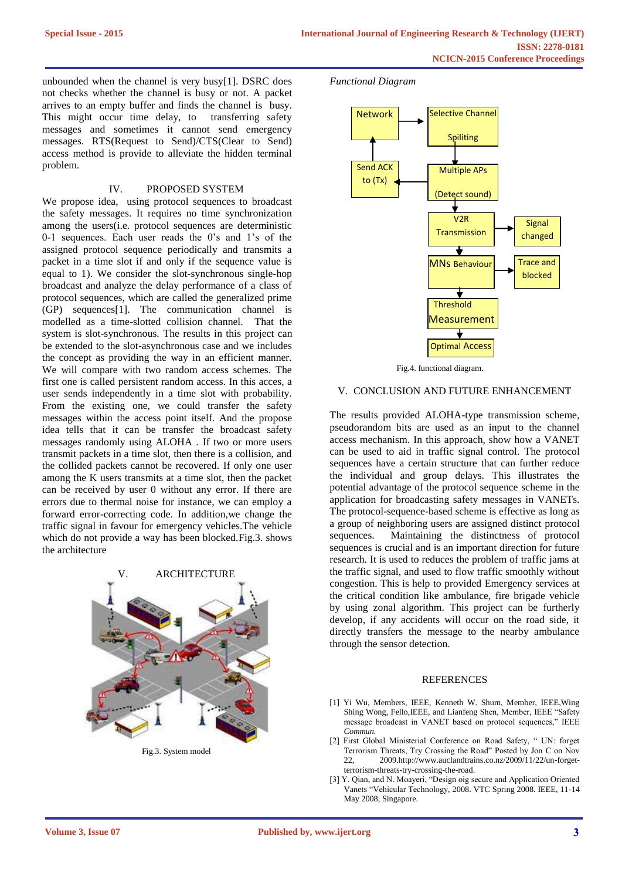unbounded when the channel is very busy[1]. DSRC does not checks whether the channel is busy or not. A packet arrives to an empty buffer and finds the channel is busy. This might occur time delay, to transferring safety messages and sometimes it cannot send emergency messages. RTS(Request to Send)/CTS(Clear to Send) access method is provide to alleviate the hidden terminal problem.

## IV. PROPOSED SYSTEM

We propose idea, using protocol sequences to broadcast the safety messages. It requires no time synchronization among the users(i.e. protocol sequences are deterministic 0-1 sequences. Each user reads the 0's and 1's of the assigned protocol sequence periodically and transmits a packet in a time slot if and only if the sequence value is equal to 1). We consider the slot-synchronous single-hop broadcast and analyze the delay performance of a class of protocol sequences, which are called the generalized prime (GP) sequences[1]. The communication channel is modelled as a time-slotted collision channel. That the system is slot-synchronous. The results in this project can be extended to the slot-asynchronous case and we includes the concept as providing the way in an efficient manner. We will compare with two random access schemes. The first one is called persistent random access. In this acces, a user sends independently in a time slot with probability. From the existing one, we could transfer the safety messages within the access point itself. And the propose idea tells that it can be transfer the broadcast safety messages randomly using ALOHA . If two or more users transmit packets in a time slot, then there is a collision, and the collided packets cannot be recovered. If only one user among the K users transmits at a time slot, then the packet can be received by user 0 without any error. If there are errors due to thermal noise for instance, we can employ a forward error-correcting code. In addition,we change the traffic signal in favour for emergency vehicles.The vehicle which do not provide a way has been blocked.Fig.3. shows the architecture

## V. ARCHITECTURE

Fig.3. System model

*Functional Diagram*

Fig.4. functional diagram.

## V. CONCLUSION AND FUTURE ENHANCEMENT

The results provided ALOHA-type transmission scheme, pseudorandom bits are used as an input to the channel access mechanism. In this approach, show how a VANET can be used to aid in traffic signal control. The protocol sequences have a certain structure that can further reduce the individual and group delays. This illustrates the potential advantage of the protocol sequence scheme in the application for broadcasting safety messages in VANETs. The protocol-sequence-based scheme is effective as long as a group of neighboring users are assigned distinct protocol sequences. Maintaining the distinctness of protocol sequences is crucial and is an important direction for future research. It is used to reduces the problem of traffic jams at the traffic signal, and used to flow traffic smoothly without congestion. This is help to provided Emergency services at the critical condition like ambulance, fire brigade vehicle by using zonal algorithm. This project can be furtherly develop, if any accidents will occur on the road side, it directly transfers the message to the nearby ambulance through the sensor detection.

## REFERENCES

[1] Yi Wu, Members, IEEE, Kenneth W. Shum, Member, IEEE,Wing Shing Wong, Fello,IEEE, and Lianfeng Shen, Member, IEEE "Safety message broadcast in VANET based on protocol sequences," IEEE *Commun.*

[2] First Global Ministerial Conference on Road Safety, " UN: forget Terrorism Threats, Try Crossing the Road" Posted by Jon C on Nov 22, 2009.http://www.aucklandtrains.co.nz/2009/11/22/un-forget-terrorism-threats-try-crossing-the-road.

[3] Y. Qian, and N. Moayeri, "Design oig secure and Application Oriented Vanets "Vehicular Technology, 2008. VTC Spring 2008. IEEE, 11-14 May 2008, Singapore.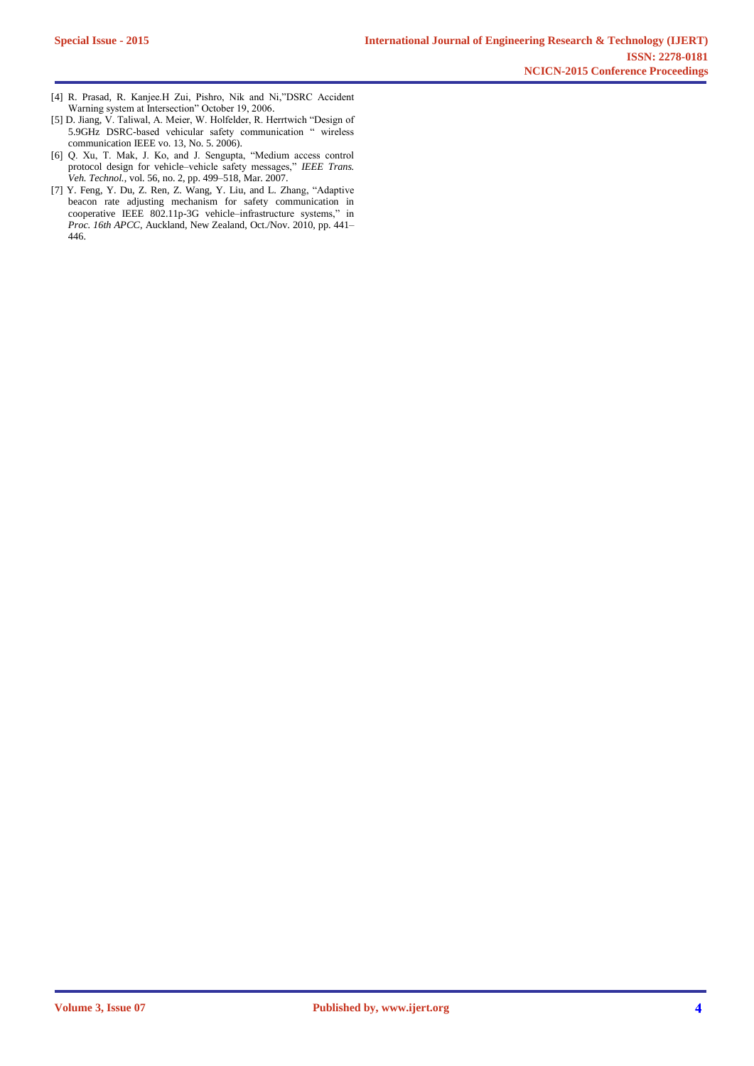[4] R. Prasad, R. Kanjee.H Zui, Pishro, Nik and Ni,"DSRC Accident Warning system at Intersection" October 19, 2006.

[5] D. Jiang, V. Taliwal, A. Meier, W. Holfelder, R. Herrtwich "Design of 5.9GHz DSRC-based vehicular safety communication " wireless communication IEEE vo. 13, No. 5. 2006).

[6] Q. Xu, T. Mak, J. Ko, and J. Sengupta, "Medium access control protocol design for vehicle–vehicle safety messages," *IEEE Trans. Veh. Technol.*, vol. 56, no. 2, pp. 499–518, Mar. 2007.

[7] Y. Feng, Y. Du, Z. Ren, Z. Wang, Y. Liu, and L. Zhang, "Adaptive beacon rate adjusting mechanism for safety communication in cooperative IEEE 802.11p-3G vehicle–infrastructure systems," in *Proc. 16th APCC*, Auckland, New Zealand, Oct./Nov. 2010, pp. 441–446.